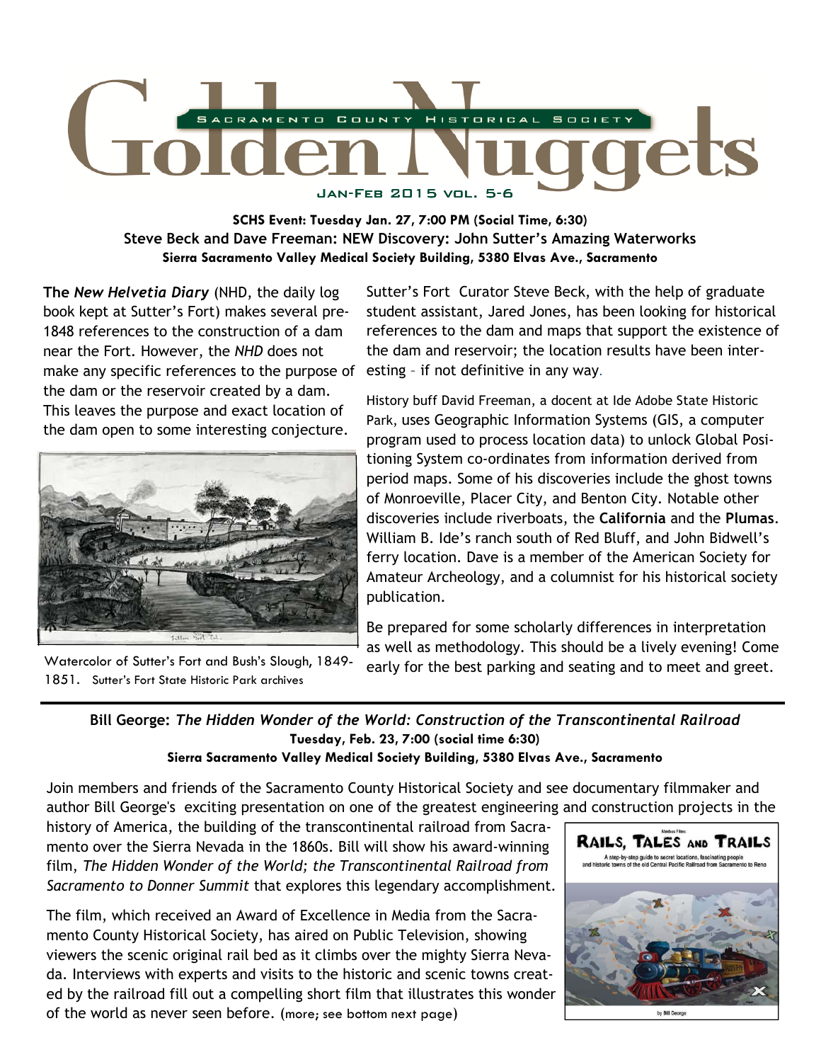# Golden Nuggets

SACRAMENTO COUNTY HISTORICAL SOCIETY

JAN-FEB 2015 VOL. 5-6

**SCHS Event: Tuesday Jan. 27, 7:00 PM (Social Time, 6:30)**
**Steve Beck and Dave Freeman: NEW Discovery: John Sutter's Amazing Waterworks**
**Sierra Sacramento Valley Medical Society Building, 5380 Elvas Ave., Sacramento**

**The *New Helvetia Diary*** (NHD, the daily log book kept at Sutter's Fort) makes several pre-1848 references to the construction of a dam near the Fort. However, the *NHD* does not make any specific references to the purpose of the dam or the reservoir created by a dam. This leaves the purpose and exact location of the dam open to some interesting conjecture.

Watercolor of Sutter's Fort and Bush's Slough, 1849-1851. Sutter's Fort State Historic Park archives

Sutter's Fort Curator Steve Beck, with the help of graduate student assistant, Jared Jones, has been looking for historical references to the dam and maps that support the existence of the dam and reservoir; the location results have been interesting – if not definitive in any way.

History buff David Freeman, a docent at Ide Adobe State Historic Park, uses Geographic Information Systems (GIS, a computer program used to process location data) to unlock Global Positioning System co-ordinates from information derived from period maps. Some of his discoveries include the ghost towns of Monroeville, Placer City, and Benton City. Notable other discoveries include riverboats, the **California** and the **Plumas**. William B. Ide's ranch south of Red Bluff, and John Bidwell's ferry location. Dave is a member of the American Society for Amateur Archeology, and a columnist for his historical society publication.

Be prepared for some scholarly differences in interpretation as well as methodology. This should be a lively evening! Come early for the best parking and seating and to meet and greet.

---

**Bill George: *The Hidden Wonder of the World: Construction of the Transcontinental Railroad***
**Tuesday, Feb. 23, 7:00 (social time 6:30)**
**Sierra Sacramento Valley Medical Society Building, 5380 Elvas Ave., Sacramento**

Join members and friends of the Sacramento County Historical Society and see documentary filmmaker and author Bill George's exciting presentation on one of the greatest engineering and construction projects in the history of America, the building of the transcontinental railroad from Sacramento over the Sierra Nevada in the 1860s. Bill will show his award-winning film, *The Hidden Wonder of the World; the Transcontinental Railroad from Sacramento to Donner Summit* that explores this legendary accomplishment.

The film, which received an Award of Excellence in Media from the Sacramento County Historical Society, has aired on Public Television, showing viewers the scenic original rail bed as it climbs over the mighty Sierra Nevada. Interviews with experts and visits to the historic and scenic towns created by the railroad fill out a compelling short film that illustrates this wonder of the world as never seen before. (more; see bottom next page)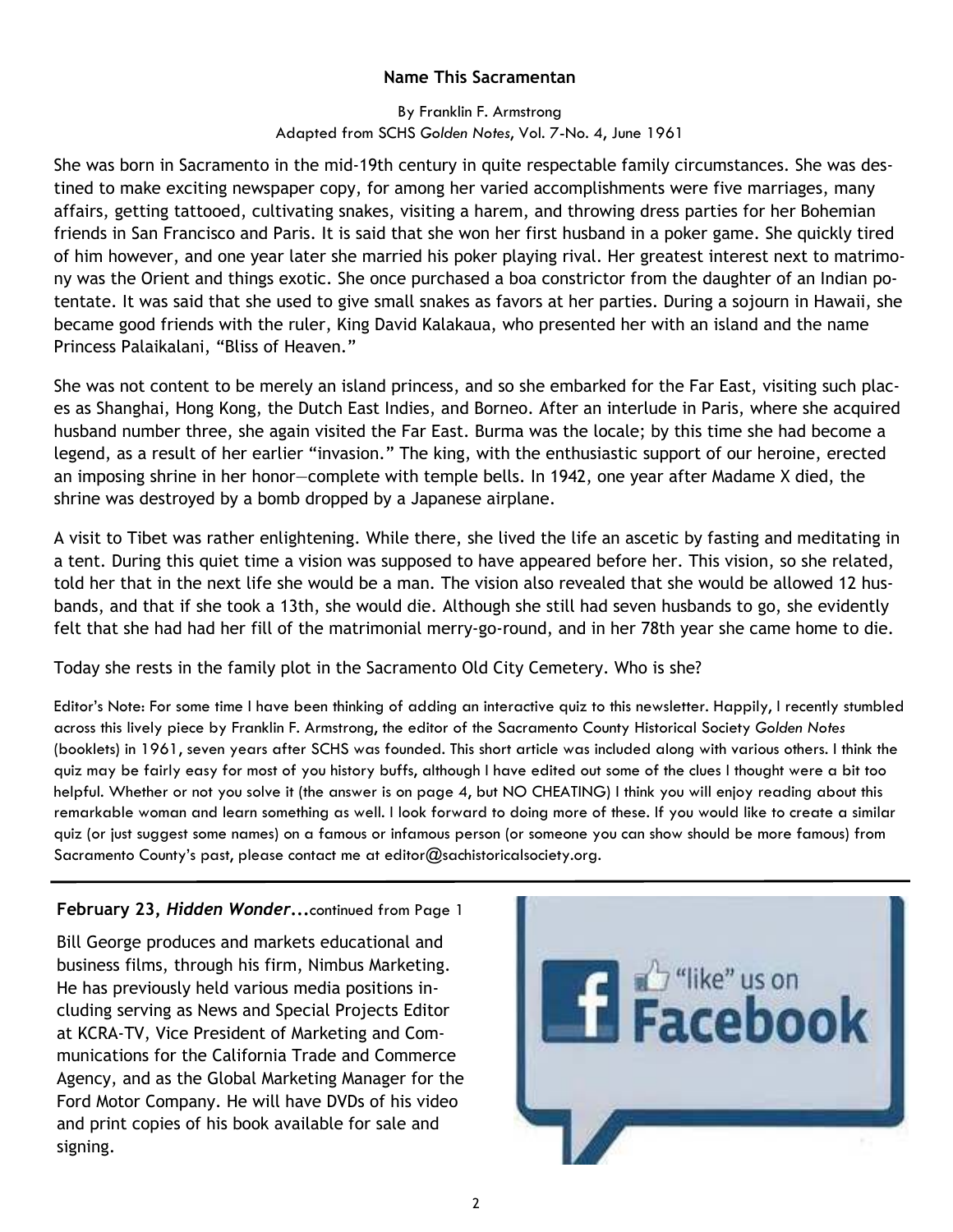### Name This Sacramentan

By Franklin F. Armstrong
Adapted from SCHS *Golden Notes*, Vol. 7-No. 4, June 1961

She was born in Sacramento in the mid-19th century in quite respectable family circumstances. She was destined to make exciting newspaper copy, for among her varied accomplishments were five marriages, many affairs, getting tattooed, cultivating snakes, visiting a harem, and throwing dress parties for her Bohemian friends in San Francisco and Paris. It is said that she won her first husband in a poker game. She quickly tired of him however, and one year later she married his poker playing rival. Her greatest interest next to matrimony was the Orient and things exotic. She once purchased a boa constrictor from the daughter of an Indian potentate. It was said that she used to give small snakes as favors at her parties. During a sojourn in Hawaii, she became good friends with the ruler, King David Kalakaua, who presented her with an island and the name Princess Palaikalani, "Bliss of Heaven."

She was not content to be merely an island princess, and so she embarked for the Far East, visiting such places as Shanghai, Hong Kong, the Dutch East Indies, and Borneo. After an interlude in Paris, where she acquired husband number three, she again visited the Far East. Burma was the locale; by this time she had become a legend, as a result of her earlier "invasion." The king, with the enthusiastic support of our heroine, erected an imposing shrine in her honor—complete with temple bells. In 1942, one year after Madame X died, the shrine was destroyed by a bomb dropped by a Japanese airplane.

A visit to Tibet was rather enlightening. While there, she lived the life an ascetic by fasting and meditating in a tent. During this quiet time a vision was supposed to have appeared before her. This vision, so she related, told her that in the next life she would be a man. The vision also revealed that she would be allowed 12 husbands, and that if she took a 13th, she would die. Although she still had seven husbands to go, she evidently felt that she had had her fill of the matrimonial merry-go-round, and in her 78th year she came home to die.

Today she rests in the family plot in the Sacramento Old City Cemetery. Who is she?

Editor's Note: For some time I have been thinking of adding an interactive quiz to this newsletter. Happily, I recently stumbled across this lively piece by Franklin F. Armstrong, the editor of the Sacramento County Historical Society *Golden Notes* (booklets) in 1961, seven years after SCHS was founded. This short article was included along with various others. I think the quiz may be fairly easy for most of you history buffs, although I have edited out some of the clues I thought were a bit too helpful. Whether or not you solve it (the answer is on page 4, but NO CHEATING) I think you will enjoy reading about this remarkable woman and learn something as well. I look forward to doing more of these. If you would like to create a similar quiz (or just suggest some names) on a famous or infamous person (or someone you can show should be more famous) from Sacramento County's past, please contact me at editor@sachistoricalsociety.org.

---

**February 23, *Hidden Wonder...*** continued from Page 1

Bill George produces and markets educational and business films, through his firm, Nimbus Marketing. He has previously held various media positions including serving as News and Special Projects Editor at KCRA-TV, Vice President of Marketing and Communications for the California Trade and Commerce Agency, and as the Global Marketing Manager for the Ford Motor Company. He will have DVDs of his video and print copies of his book available for sale and signing.

"like" us on Facebook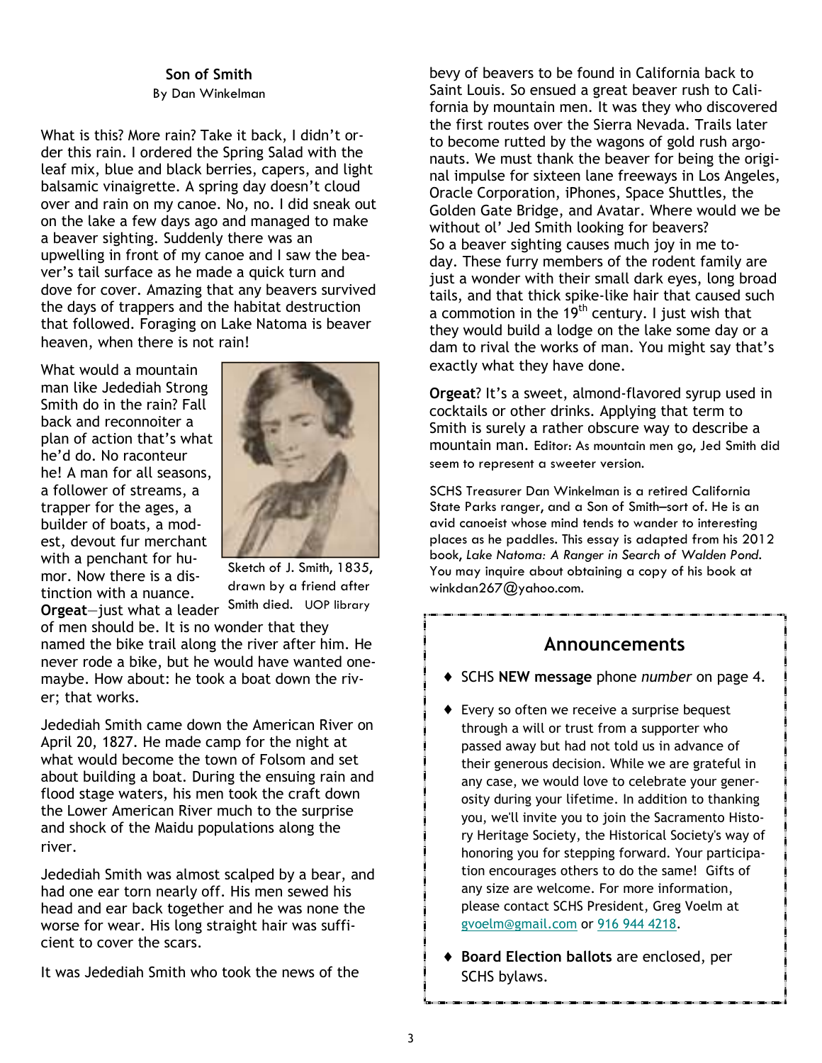## Son of Smith

By Dan Winkelman

What is this? More rain? Take it back, I didn't order this rain. I ordered the Spring Salad with the leaf mix, blue and black berries, capers, and light balsamic vinaigrette. A spring day doesn't cloud over and rain on my canoe. No, no. I did sneak out on the lake a few days ago and managed to make a beaver sighting. Suddenly there was an upwelling in front of my canoe and I saw the beaver's tail surface as he made a quick turn and dove for cover. Amazing that any beavers survived the days of trappers and the habitat destruction that followed. Foraging on Lake Natoma is beaver heaven, when there is not rain!

What would a mountain man like Jedediah Strong Smith do in the rain? Fall back and reconnoiter a plan of action that's what he'd do. No raconteur he! A man for all seasons, a follower of streams, a trapper for the ages, a builder of boats, a modest, devout fur merchant with a penchant for humor. Now there is a distinction with a nuance. **Orgeat**—just what a leader of men should be. It is no wonder that they named the bike trail along the river after him. He never rode a bike, but he would have wanted one-maybe. How about: he took a boat down the river; that works.

Sketch of J. Smith, 1835, drawn by a friend after Smith died. UOP library

Jedediah Smith came down the American River on April 20, 1827. He made camp for the night at what would become the town of Folsom and set about building a boat. During the ensuing rain and flood stage waters, his men took the craft down the Lower American River much to the surprise and shock of the Maidu populations along the river.

Jedediah Smith was almost scalped by a bear, and had one ear torn nearly off. His men sewed his head and ear back together and he was none the worse for wear. His long straight hair was sufficient to cover the scars.

It was Jedediah Smith who took the news of the bevy of beavers to be found in California back to Saint Louis. So ensued a great beaver rush to California by mountain men. It was they who discovered the first routes over the Sierra Nevada. Trails later to become rutted by the wagons of gold rush argonauts. We must thank the beaver for being the original impulse for sixteen lane freeways in Los Angeles, Oracle Corporation, iPhones, Space Shuttles, the Golden Gate Bridge, and Avatar. Where would we be without ol' Jed Smith looking for beavers?
So a beaver sighting causes much joy in me today. These furry members of the rodent family are just a wonder with their small dark eyes, long broad tails, and that thick spike-like hair that caused such a commotion in the 19th century. I just wish that they would build a lodge on the lake some day or a dam to rival the works of man. You might say that's exactly what they have done.

**Orgeat**? It's a sweet, almond-flavored syrup used in cocktails or other drinks. Applying that term to Smith is surely a rather obscure way to describe a mountain man. Editor: As mountain men go, Jed Smith did seem to represent a sweeter version.

SCHS Treasurer Dan Winkelman is a retired California State Parks ranger, and a Son of Smith—sort of. He is an avid canoeist whose mind tends to wander to interesting places as he paddles. This essay is adapted from his 2012 book, *Lake Natoma: A Ranger in Search of Walden Pond*. You may inquire about obtaining a copy of his book at winkdan267@yahoo.com.

## Announcements

- SCHS **NEW message** phone *number* on page 4.
- Every so often we receive a surprise bequest through a will or trust from a supporter who passed away but had not told us in advance of their generous decision. While we are grateful in any case, we would love to celebrate your generosity during your lifetime. In addition to thanking you, we'll invite you to join the Sacramento History Heritage Society, the Historical Society's way of honoring you for stepping forward. Your participation encourages others to do the same! Gifts of any size are welcome. For more information, please contact SCHS President, Greg Voelm at gvoelm@gmail.com or 916 944 4218.
- **Board Election ballots** are enclosed, per SCHS bylaws.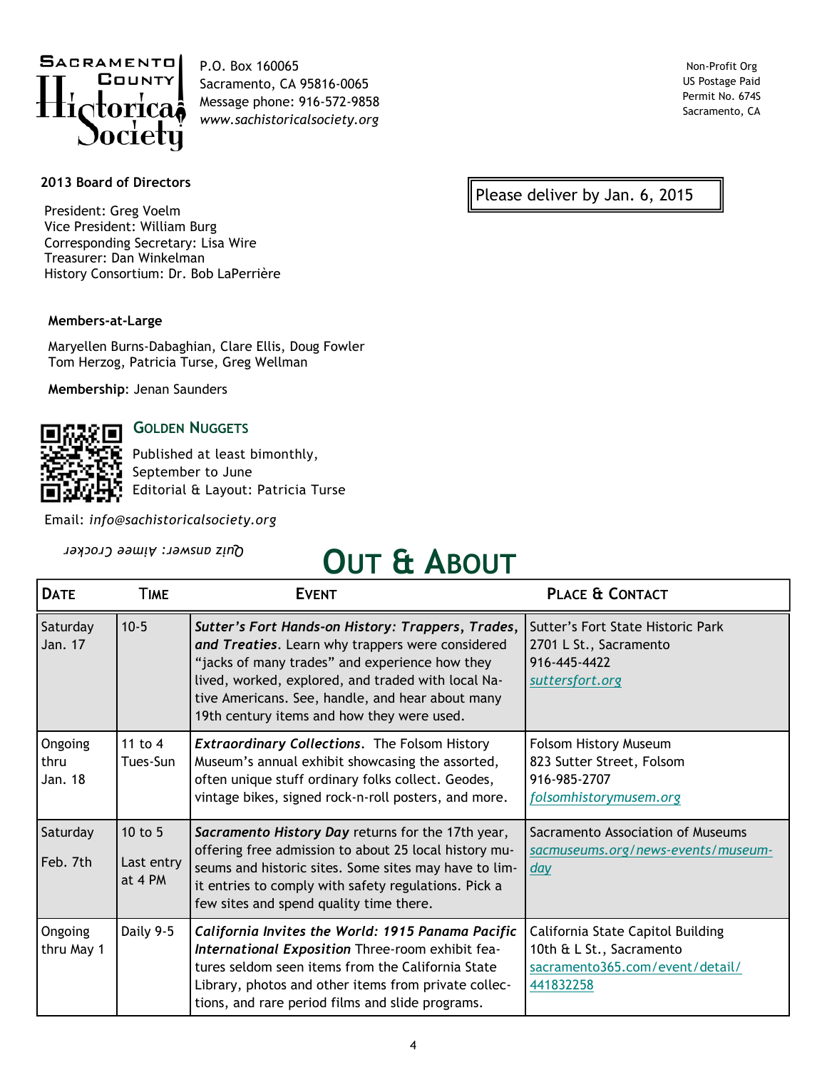**Sacramento County Historical Society**

P.O. Box 160065
Sacramento, CA 95816-0065
Message phone: 916-572-9858
*www.sachistoricalsociety.org*

Non-Profit Org
US Postage Paid
Permit No. 674S
Sacramento, CA

Please deliver by Jan. 6, 2015

**2013 Board of Directors**

President: Greg Voelm
Vice President: William Burg
Corresponding Secretary: Lisa Wire
Treasurer: Dan Winkelman
History Consortium: Dr. Bob LaPerrière

**Members-at-Large**

Maryellen Burns-Dabaghian, Clare Ellis, Doug Fowler
Tom Herzog, Patricia Turse, Greg Wellman

**Membership**: Jenan Saunders

**GOLDEN NUGGETS**

Published at least bimonthly,
September to June
Editorial & Layout: Patricia Turse

Email: *info@sachistoricalsociety.org*

*Quiz answer: Aimee Crocker*

# OUT & ABOUT

| DATE | TIME | EVENT | PLACE & CONTACT |
|---|---|---|---|
| Saturday Jan. 17 | 10-5 | ***Sutter's Fort Hands-on History: Trappers, Trades, and Treaties***. Learn why trappers were considered "jacks of many trades" and experience how they lived, worked, explored, and traded with local Native Americans. See, handle, and hear about many 19th century items and how they were used. | Sutter's Fort State Historic Park<br>2701 L St., Sacramento<br>916-445-4422<br>*suttersfort.org* |
| Ongoing thru Jan. 18 | 11 to 4 Tues-Sun | ***Extraordinary Collections***. The Folsom History Museum's annual exhibit showcasing the assorted, often unique stuff ordinary folks collect. Geodes, vintage bikes, signed rock-n-roll posters, and more. | Folsom History Museum<br>823 Sutter Street, Folsom<br>916-985-2707<br>*folsomhistorymusem.org* |
| Saturday Feb. 7th | 10 to 5<br>Last entry at 4 PM | ***Sacramento History Day*** returns for the 17th year, offering free admission to about 25 local history museums and historic sites. Some sites may have to limit entries to comply with safety regulations. Pick a few sites and spend quality time there. | Sacramento Association of Museums<br>*sacmuseums.org/news-events/museum-day* |
| Ongoing thru May 1 | Daily 9-5 | ***California Invites the World: 1915 Panama Pacific International Exposition*** Three-room exhibit features seldom seen items from the California State Library, photos and other items from private collections, and rare period films and slide programs. | California State Capitol Building<br>10th & L St., Sacramento<br>sacramento365.com/event/detail/441832258 |